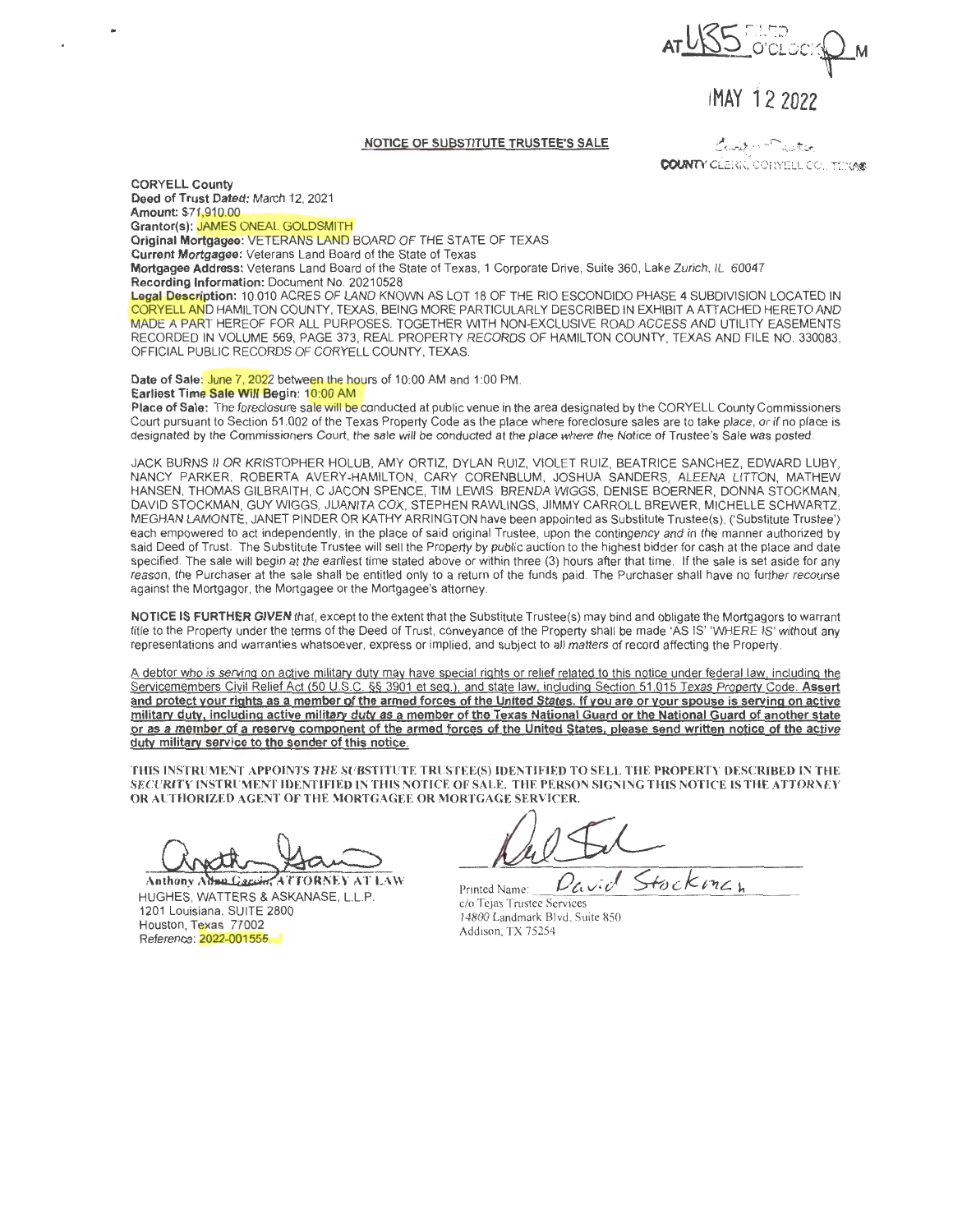AT 1:55 O'CLOCK P M

FILED

MAY 12 2022

COUNTY CLERK, CORYELL CO., TEXAS

**NOTICE OF SUBSTITUTE TRUSTEE'S SALE**

**CORYELL County**
**Deed of Trust Dated:** March 12, 2021
**Amount:** $71,910.00
**Grantor(s):** JAMES ONEAL GOLDSMITH
**Original Mortgagee:** VETERANS LAND BOARD OF THE STATE OF TEXAS
**Current Mortgagee:** Veterans Land Board of the State of Texas
**Mortgagee Address:** Veterans Land Board of the State of Texas, 1 Corporate Drive, Suite 360, Lake Zurich, IL 60047
**Recording Information:** Document No. 20210528
**Legal Description:** 10.010 ACRES OF LAND KNOWN AS LOT 18 OF THE RIO ESCONDIDO PHASE 4 SUBDIVISION LOCATED IN CORYELL AND HAMILTON COUNTY, TEXAS, BEING MORE PARTICULARLY DESCRIBED IN EXHIBIT A ATTACHED HERETO AND MADE A PART HEREOF FOR ALL PURPOSES. TOGETHER WITH NON-EXCLUSIVE ROAD ACCESS AND UTILITY EASEMENTS RECORDED IN VOLUME 569, PAGE 373, REAL PROPERTY RECORDS OF HAMILTON COUNTY, TEXAS AND FILE NO. 330083, OFFICIAL PUBLIC RECORDS OF CORYELL COUNTY, TEXAS.

**Date of Sale:** June 7, 2022 between the hours of 10:00 AM and 1:00 PM.
**Earliest Time Sale Will Begin:** 10:00 AM
**Place of Sale:** The foreclosure sale will be conducted at public venue in the area designated by the CORYELL County Commissioners Court pursuant to Section 51.002 of the Texas Property Code as the place where foreclosure sales are to take place, or if no place is designated by the Commissioners Court, the sale will be conducted at the place where the Notice of Trustee's Sale was posted.

JACK BURNS II OR KRISTOPHER HOLUB, AMY ORTIZ, DYLAN RUIZ, VIOLET RUIZ, BEATRICE SANCHEZ, EDWARD LUBY, NANCY PARKER, ROBERTA AVERY-HAMILTON, CARY CORENBLUM, JOSHUA SANDERS, ALEENA LITTON, MATHEW HANSEN, THOMAS GILBRAITH, C JACON SPENCE, TIM LEWIS, BRENDA WIGGS, DENISE BOERNER, DONNA STOCKMAN, DAVID STOCKMAN, GUY WIGGS, JUANITA COX, STEPHEN RAWLINGS, JIMMY CARROLL BREWER, MICHELLE SCHWARTZ, MEGHAN LAMONTE, JANET PINDER OR KATHY ARRINGTON have been appointed as Substitute Trustee(s), ('Substitute Trustee') each empowered to act independently, in the place of said original Trustee, upon the contingency and in the manner authorized by said Deed of Trust. The Substitute Trustee will sell the Property by public auction to the highest bidder for cash at the place and date specified. The sale will begin at the earliest time stated above or within three (3) hours after that time. If the sale is set aside for any reason, the Purchaser at the sale shall be entitled only to a return of the funds paid. The Purchaser shall have no further recourse against the Mortgagor, the Mortgagee or the Mortgagee's attorney.

**NOTICE IS FURTHER GIVEN** that, except to the extent that the Substitute Trustee(s) may bind and obligate the Mortgagors to warrant title to the Property under the terms of the Deed of Trust, conveyance of the Property shall be made 'AS IS' 'WHERE IS' without any representations and warranties whatsoever, express or implied, and subject to all matters of record affecting the Property.

A debtor who is serving on active military duty may have special rights or relief related to this notice under federal law, including the Servicemembers Civil Relief Act (50 U.S.C. §§ 3901 et seq.), and state law, including Section 51.015 Texas Property Code. **Assert and protect your rights as a member of the armed forces of the United States. If you are or your spouse is serving on active military duty, including active military duty as a member of the Texas National Guard or the National Guard of another state or as a member of a reserve component of the armed forces of the United States, please send written notice of the active duty military service to the sender of this notice.**

THIS INSTRUMENT APPOINTS THE SUBSTITUTE TRUSTEE(S) IDENTIFIED TO SELL THE PROPERTY DESCRIBED IN THE SECURITY INSTRUMENT IDENTIFIED IN THIS NOTICE OF SALE. THE PERSON SIGNING THIS NOTICE IS THE ATTORNEY OR AUTHORIZED AGENT OF THE MORTGAGEE OR MORTGAGE SERVICER.

Anthony Adam Garcia, ATTORNEY AT LAW
HUGHES, WATTERS & ASKANASE, L.L.P.
1201 Louisiana, SUITE 2800
Houston, Texas 77002
Reference: 2022-001555

Printed Name: David Stockman
c/o Tejas Trustee Services
14800 Landmark Blvd, Suite 850
Addison, TX 75254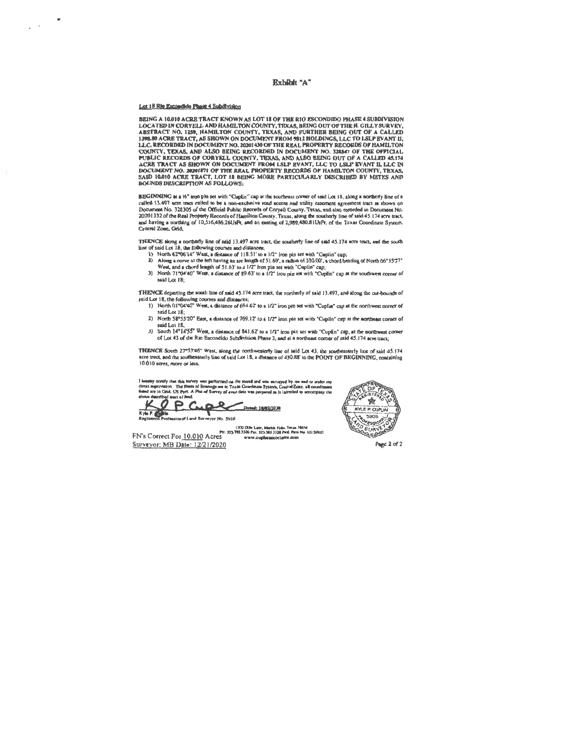# Exhibit "A"

Lot 18 Rio Escondido Phase 4 Subdivision

BEING A 10.010 ACRE TRACT KNOWN AS LOT 18 OF THE RIO ESCONDIDO PHASE 4 SUBDIVISION LOCATED IN CORYELL AND HAMILTON COUNTY, TEXAS, BEING OUT OF THE H. GILLY SURVEY, ABSTRACT NO. 1259, HAMILTON COUNTY, TEXAS, AND FURTHER BEING OUT OF A CALLED 1398.80 ACRE TRACT, AS SHOWN ON DOCUMENT FROM 9812 HOLDINGS, LLC TO LSLP EVANT II, LLC, RECORDED IN DOCUMENT NO. 20201430 OF THE REAL PROPERTY RECORDS OF HAMILTON COUNTY, TEXAS, AND ALSO BEING RECORDED IN DOCUMENT NO. 328847 OF THE OFFICIAL PUBLIC RECORDS OF CORYELL COUNTY, TEXAS, AND ALSO BEING OUT OF A CALLED 45.174 ACRE TRACT AS SHOWN ON DOCUMENT FROM LSLP EVANT, LLC TO LSLP EVANT II, LLC IN DOCUMENT NO. 20201871 OF THE REAL PROPERTY RECORDS OF HAMILTON COUNTY, TEXAS, SAID 10.010 ACRE TRACT, LOT 18 BEING MORE PARTICULARLY DESCRIBED BY METES AND BOUNDS DESCRIPTION AS FOLLOWS:

BEGINNING at a ½" iron pin set with "Cuplin" cap at the southeast corner of said Lot 18, along a northerly line of a called 13.497 acre tract called to be a non-exclusive road access and utility easement agreement tract as shown on Document No. 328305 of the Official Public Records of Coryell County, Texas, and also recorded in Document No. 20201332 of the Real Property Records of Hamilton County, Texas, along the southerly line of said 45.174 acre tract, and having a northing of 10,516,486.26UsFt, and an easting of 2,989,480.81UsFt, of the Texas Coordinate System, Central Zone, Grid.

THENCE along a northerly line of said 13.497 acre tract, the southerly line of said 45.174 acre tract, and the south line of said Lot 18, the following courses and distances:

1) North 62°06'14" West, a distance of 118.51' to a 1/2" iron pin set with "Cuplin" cap;
2) Along a curve to the left having an arc length of 51.69', a radius of 330.00', a chord bearing of North 66°35'27" West, and a chord length of 51.63' to a 1/2" iron pin set with "Cuplin" cap;
3) North 71°04'40" West, a distance of 89.63' to a 1/2" iron pin set with "Cuplin" cap at the southwest corner of said Lot 18;

THENCE departing the south line of said 45.174 acre tract, the northerly of said 13.497, and along the out-bounds of said Lot 18, the following courses and distances:

1) North 01°04'40" West, a distance of 694.62' to a 1/2" iron pin set with "Cuplin" cap at the northwest corner of said Lot 18;
2) North 58°55'20" East, a distance of 769.12' to a 1/2" iron pin set with "Cuplin" cap at the northeast corner of said Lot 18;
3) South 14°14'55" West, a distance of 841.62' to a 1/2" iron pin set with "Cuplin" cap, at the northwest corner of Lot 43 of the Rio Escondido Subdivision Phase 3, and at a northeast corner of said 45.174 acre tract;

THENCE South 27°53'46" West, along the northwesterly line of said Lot 43, the southeasterly line of said 45.174 acre tract, and the southeasterly line of said Lot 18, a distance of 430.88' to the POINT OF BEGINNING, containing 10.010 acres, more or less.

I hereby certify that this survey was performed on the ground and was surveyed by me and or under my direct supervision. The Basis of Bearings are to Texas Coordinate System, Central Zone, all coordinates listed are in Grid, US Feet. A Plat of Survey of even date was prepared as is intended to accompany the above described tract of land.

Dated: 10/02/2020

Kyle P. Cuplin
Registered Professional Land Surveyor No. 5938

1300 Ollie Lane, Marble Falls, Texas 78654
PH: 325.388.3500 Fax: 325.388.3120 Firm No. 10126900
www.cuplinassociates.com

STATE OF TEXAS — REGISTERED — KYLE P. CUPLIN — 5938 — PROFESSIONAL LAND SURVEYOR

FN's Correct For 10.010 Acres
Surveyor: MB Date: 12/21/2020